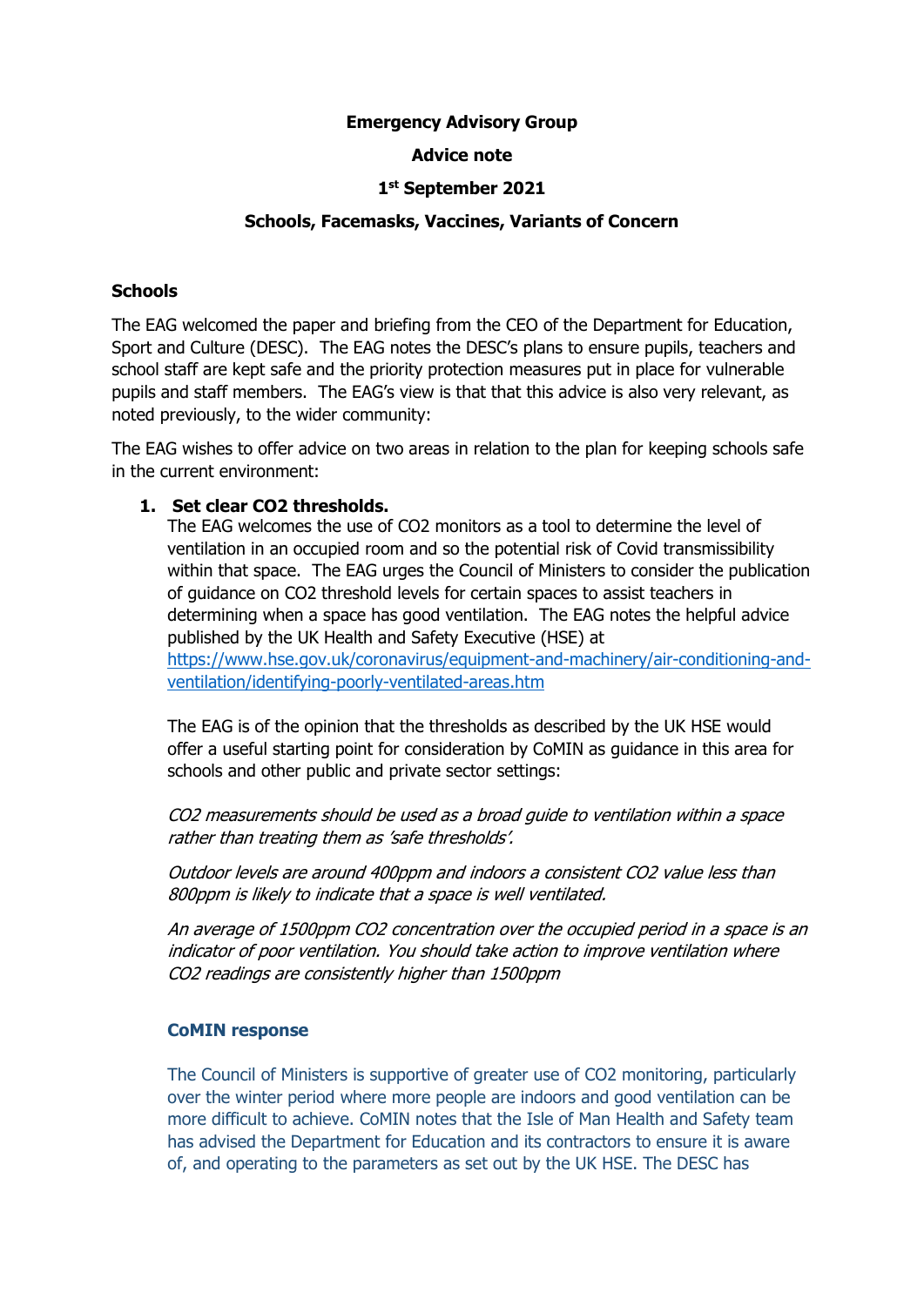**Emergency Advisory Group**

**Advice note**

**1st September 2021**

**Schools, Facemasks, Vaccines, Variants of Concern**

## Schools

The EAG welcomed the paper and briefing from the CEO of the Department for Education, Sport and Culture (DESC). The EAG notes the DESC's plans to ensure pupils, teachers and school staff are kept safe and the priority protection measures put in place for vulnerable pupils and staff members. The EAG's view is that that this advice is also very relevant, as noted previously, to the wider community:

The EAG wishes to offer advice on two areas in relation to the plan for keeping schools safe in the current environment:

1. **Set clear CO2 thresholds.**

   The EAG welcomes the use of CO2 monitors as a tool to determine the level of ventilation in an occupied room and so the potential risk of Covid transmissibility within that space. The EAG urges the Council of Ministers to consider the publication of guidance on CO2 threshold levels for certain spaces to assist teachers in determining when a space has good ventilation. The EAG notes the helpful advice published by the UK Health and Safety Executive (HSE) at [https://www.hse.gov.uk/coronavirus/equipment-and-machinery/air-conditioning-and-ventilation/identifying-poorly-ventilated-areas.htm](https://www.hse.gov.uk/coronavirus/equipment-and-machinery/air-conditioning-and-ventilation/identifying-poorly-ventilated-areas.htm)

   The EAG is of the opinion that the thresholds as described by the UK HSE would offer a useful starting point for consideration by CoMIN as guidance in this area for schools and other public and private sector settings:

   *CO2 measurements should be used as a broad guide to ventilation within a space rather than treating them as 'safe thresholds'.*

   *Outdoor levels are around 400ppm and indoors a consistent CO2 value less than 800ppm is likely to indicate that a space is well ventilated.*

   *An average of 1500ppm CO2 concentration over the occupied period in a space is an indicator of poor ventilation. You should take action to improve ventilation where CO2 readings are consistently higher than 1500ppm*

   **CoMIN response**

   The Council of Ministers is supportive of greater use of CO2 monitoring, particularly over the winter period where more people are indoors and good ventilation can be more difficult to achieve. CoMIN notes that the Isle of Man Health and Safety team has advised the Department for Education and its contractors to ensure it is aware of, and operating to the parameters as set out by the UK HSE. The DESC has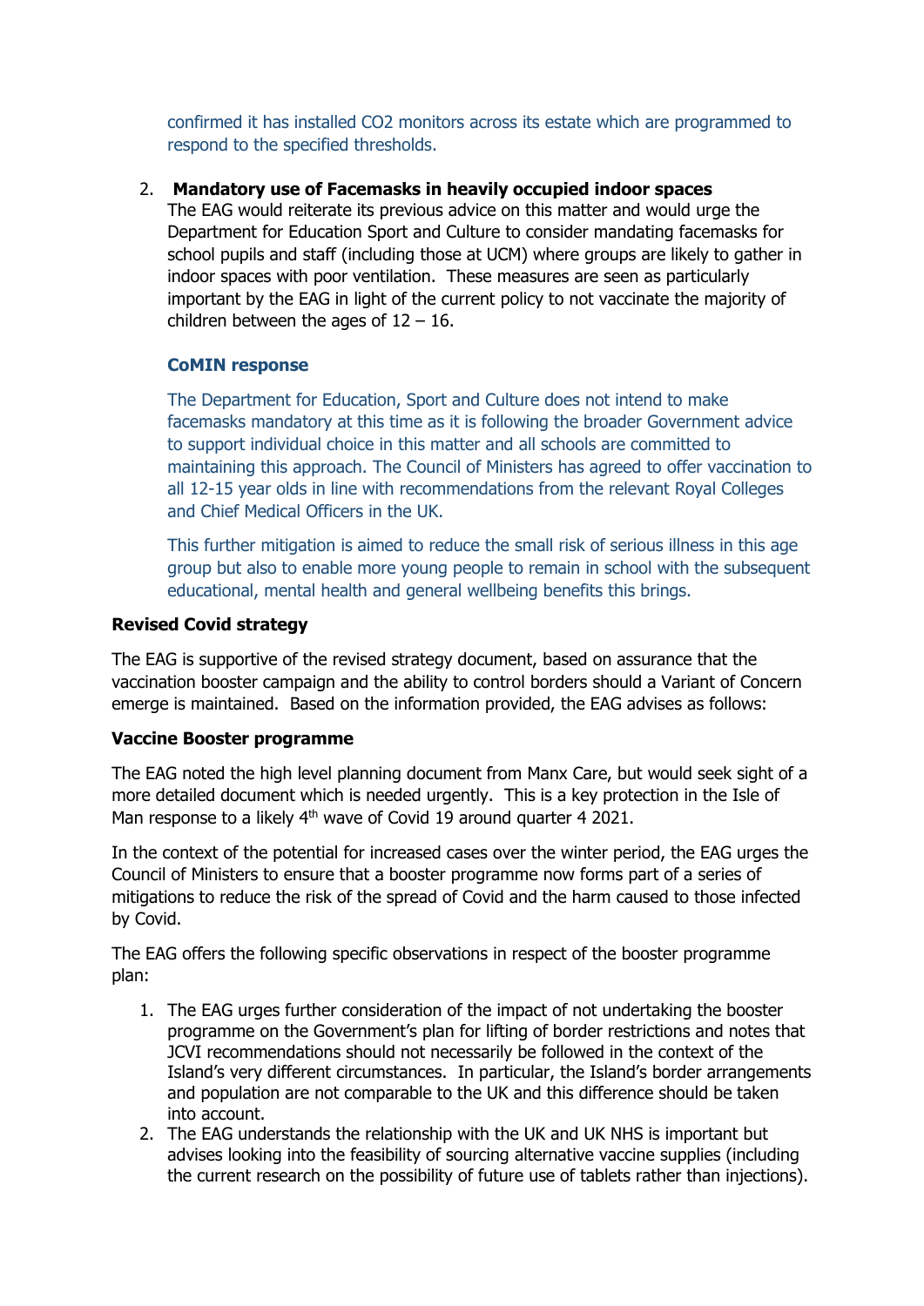confirmed it has installed $CO_2$ monitors across its estate which are programmed to respond to the specified thresholds.

2. **Mandatory use of Facemasks in heavily occupied indoor spaces**
   The EAG would reiterate its previous advice on this matter and would urge the Department for Education Sport and Culture to consider mandating facemasks for school pupils and staff (including those at UCM) where groups are likely to gather in indoor spaces with poor ventilation. These measures are seen as particularly important by the EAG in light of the current policy to not vaccinate the majority of children between the ages of 12 – 16.

   **CoMIN response**

   The Department for Education, Sport and Culture does not intend to make facemasks mandatory at this time as it is following the broader Government advice to support individual choice in this matter and all schools are committed to maintaining this approach. The Council of Ministers has agreed to offer vaccination to all 12-15 year olds in line with recommendations from the relevant Royal Colleges and Chief Medical Officers in the UK.

   This further mitigation is aimed to reduce the small risk of serious illness in this age group but also to enable more young people to remain in school with the subsequent educational, mental health and general wellbeing benefits this brings.

**Revised Covid strategy**

The EAG is supportive of the revised strategy document, based on assurance that the vaccination booster campaign and the ability to control borders should a Variant of Concern emerge is maintained. Based on the information provided, the EAG advises as follows:

**Vaccine Booster programme**

The EAG noted the high level planning document from Manx Care, but would seek sight of a more detailed document which is needed urgently. This is a key protection in the Isle of Man response to a likely 4th wave of Covid 19 around quarter 4 2021.

In the context of the potential for increased cases over the winter period, the EAG urges the Council of Ministers to ensure that a booster programme now forms part of a series of mitigations to reduce the risk of the spread of Covid and the harm caused to those infected by Covid.

The EAG offers the following specific observations in respect of the booster programme plan:

1. The EAG urges further consideration of the impact of not undertaking the booster programme on the Government's plan for lifting of border restrictions and notes that JCVI recommendations should not necessarily be followed in the context of the Island's very different circumstances. In particular, the Island's border arrangements and population are not comparable to the UK and this difference should be taken into account.
2. The EAG understands the relationship with the UK and UK NHS is important but advises looking into the feasibility of sourcing alternative vaccine supplies (including the current research on the possibility of future use of tablets rather than injections).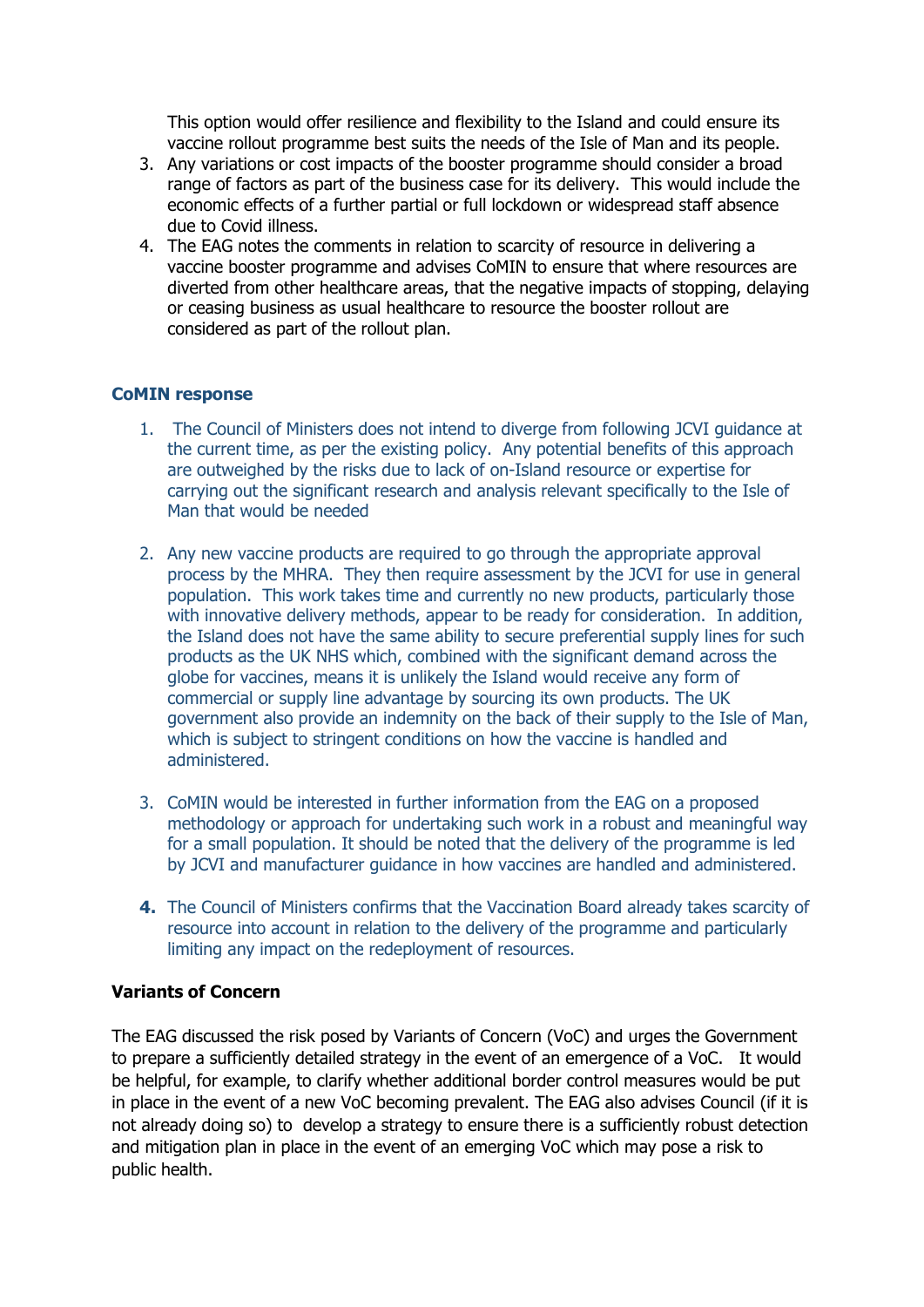This option would offer resilience and flexibility to the Island and could ensure its vaccine rollout programme best suits the needs of the Isle of Man and its people.

3. Any variations or cost impacts of the booster programme should consider a broad range of factors as part of the business case for its delivery. This would include the economic effects of a further partial or full lockdown or widespread staff absence due to Covid illness.
4. The EAG notes the comments in relation to scarcity of resource in delivering a vaccine booster programme and advises CoMIN to ensure that where resources are diverted from other healthcare areas, that the negative impacts of stopping, delaying or ceasing business as usual healthcare to resource the booster rollout are considered as part of the rollout plan.

**CoMIN response**

1. The Council of Ministers does not intend to diverge from following JCVI guidance at the current time, as per the existing policy. Any potential benefits of this approach are outweighed by the risks due to lack of on-Island resource or expertise for carrying out the significant research and analysis relevant specifically to the Isle of Man that would be needed

2. Any new vaccine products are required to go through the appropriate approval process by the MHRA. They then require assessment by the JCVI for use in general population. This work takes time and currently no new products, particularly those with innovative delivery methods, appear to be ready for consideration. In addition, the Island does not have the same ability to secure preferential supply lines for such products as the UK NHS which, combined with the significant demand across the globe for vaccines, means it is unlikely the Island would receive any form of commercial or supply line advantage by sourcing its own products. The UK government also provide an indemnity on the back of their supply to the Isle of Man, which is subject to stringent conditions on how the vaccine is handled and administered.

3. CoMIN would be interested in further information from the EAG on a proposed methodology or approach for undertaking such work in a robust and meaningful way for a small population. It should be noted that the delivery of the programme is led by JCVI and manufacturer guidance in how vaccines are handled and administered.

4. The Council of Ministers confirms that the Vaccination Board already takes scarcity of resource into account in relation to the delivery of the programme and particularly limiting any impact on the redeployment of resources.

**Variants of Concern**

The EAG discussed the risk posed by Variants of Concern (VoC) and urges the Government to prepare a sufficiently detailed strategy in the event of an emergence of a VoC. It would be helpful, for example, to clarify whether additional border control measures would be put in place in the event of a new VoC becoming prevalent. The EAG also advises Council (if it is not already doing so) to develop a strategy to ensure there is a sufficiently robust detection and mitigation plan in place in the event of an emerging VoC which may pose a risk to public health.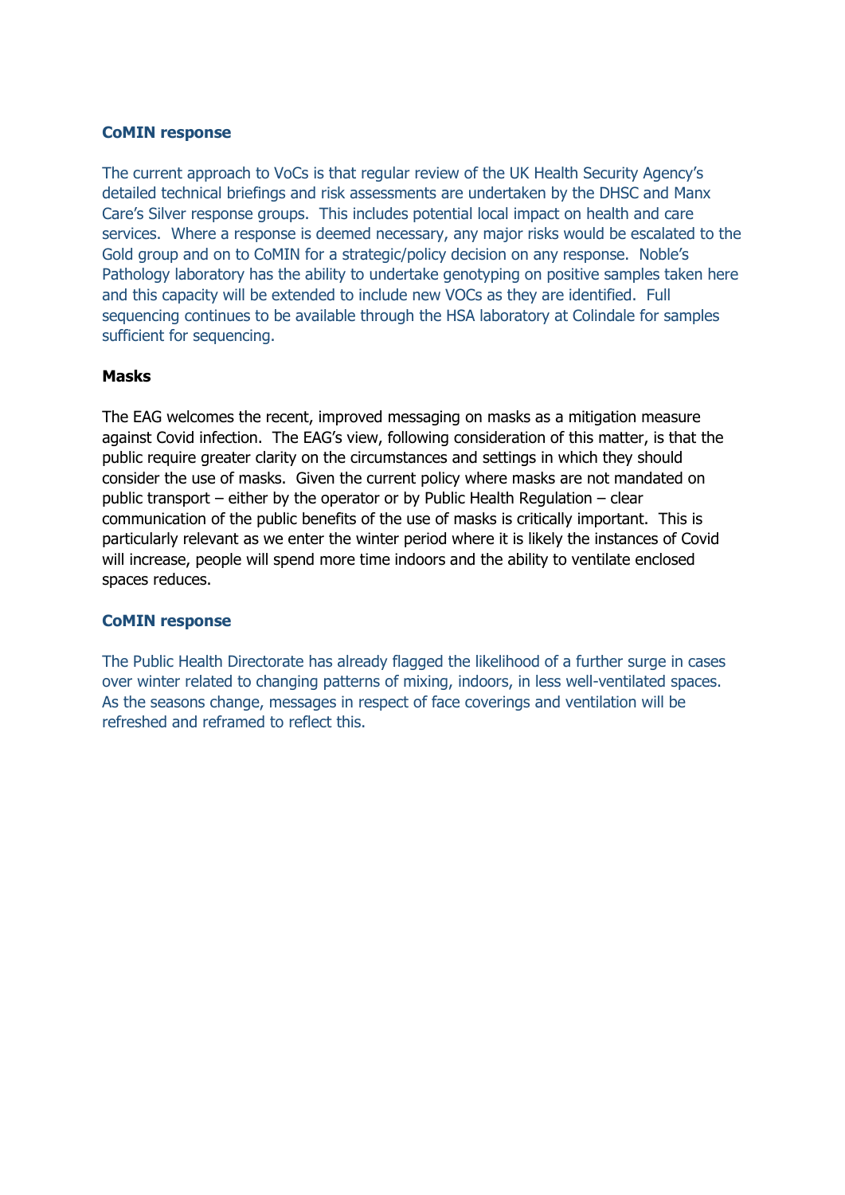**CoMIN response**

The current approach to VoCs is that regular review of the UK Health Security Agency's detailed technical briefings and risk assessments are undertaken by the DHSC and Manx Care's Silver response groups. This includes potential local impact on health and care services. Where a response is deemed necessary, any major risks would be escalated to the Gold group and on to CoMIN for a strategic/policy decision on any response. Noble's Pathology laboratory has the ability to undertake genotyping on positive samples taken here and this capacity will be extended to include new VOCs as they are identified. Full sequencing continues to be available through the HSA laboratory at Colindale for samples sufficient for sequencing.

**Masks**

The EAG welcomes the recent, improved messaging on masks as a mitigation measure against Covid infection. The EAG's view, following consideration of this matter, is that the public require greater clarity on the circumstances and settings in which they should consider the use of masks. Given the current policy where masks are not mandated on public transport – either by the operator or by Public Health Regulation – clear communication of the public benefits of the use of masks is critically important. This is particularly relevant as we enter the winter period where it is likely the instances of Covid will increase, people will spend more time indoors and the ability to ventilate enclosed spaces reduces.

**CoMIN response**

The Public Health Directorate has already flagged the likelihood of a further surge in cases over winter related to changing patterns of mixing, indoors, in less well-ventilated spaces. As the seasons change, messages in respect of face coverings and ventilation will be refreshed and reframed to reflect this.